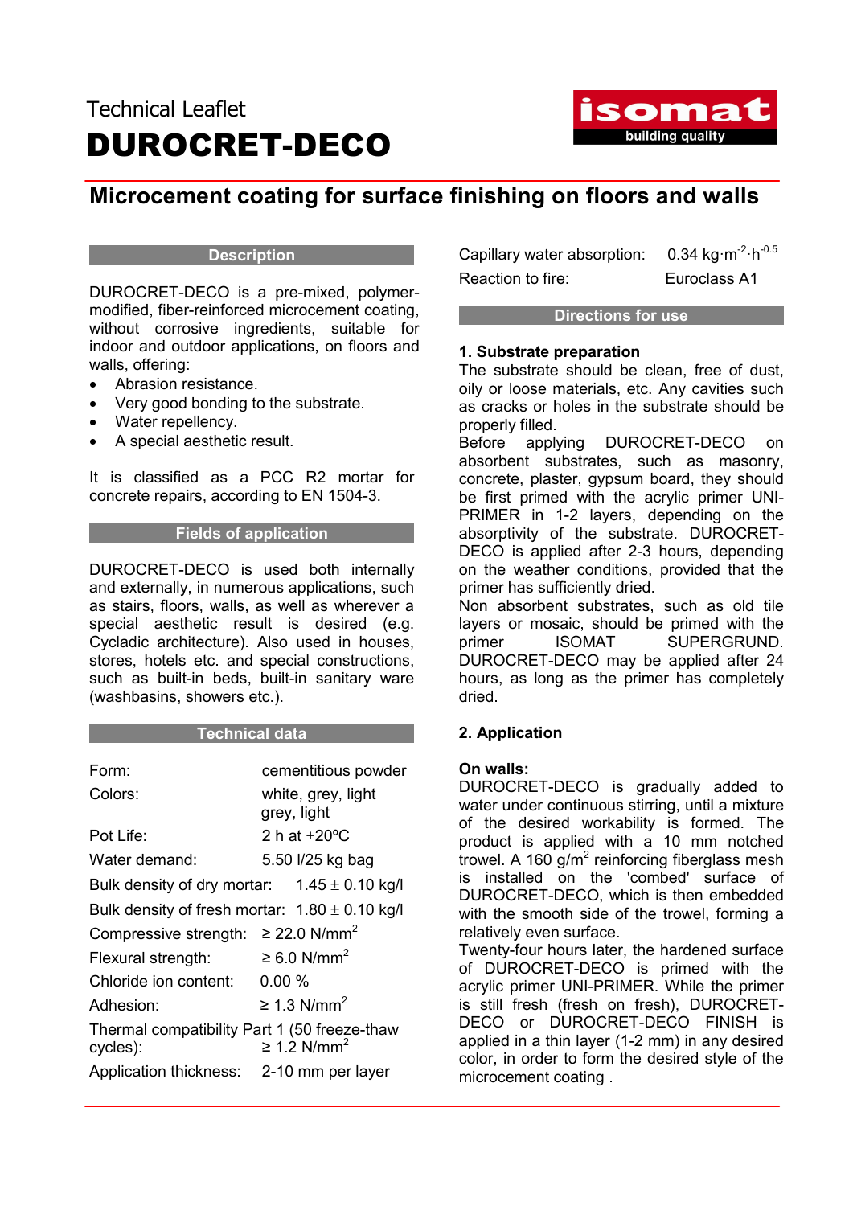Technical Leaflet

# DUROCRET-DECO

## Microcement coating for surface finishing on floors and walls

### Description

DUROCRET-DECO is a pre-mixed, polymer-modified, fiber-reinforced microcement coating, without corrosive ingredients, suitable for indoor and outdoor applications, on floors and walls, offering:

- Abrasion resistance.
- Very good bonding to the substrate.
- Water repellency.
- A special aesthetic result.

It is classified as a PCC R2 mortar for concrete repairs, according to EN 1504-3.

### Fields of application

DUROCRET-DECO is used both internally and externally, in numerous applications, such as stairs, floors, walls, as well as wherever a special aesthetic result is desired (e.g. Cycladic architecture). Also used in houses, stores, hotels etc. and special constructions, such as built-in beds, built-in sanitary ware (washbasins, showers etc.).

### Technical data

| | |
|---|---|
| Form: | cementitious powder |
| Colors: | white, grey, light grey, light |
| Pot Life: | 2 h at +20ºC |
| Water demand: | 5.50 l/25 kg bag |
| Bulk density of dry mortar: | 1.45 ± 0.10 kg/l |
| Bulk density of fresh mortar: | 1.80 ± 0.10 kg/l |
| Compressive strength: | ≥ 22.0 N/mm$^2$ |
| Flexural strength: | ≥ 6.0 N/mm$^2$ |
| Chloride ion content: | 0.00 % |
| Adhesion: | ≥ 1.3 N/mm$^2$ |
| Thermal compatibility Part 1 (50 freeze-thaw cycles): | ≥ 1.2 N/mm$^2$ |
| Application thickness: | 2-10 mm per layer |
| Capillary water absorption: | 0.34 kg·m$^{-2}$·h$^{-0.5}$ |
| Reaction to fire: | Euroclass A1 |

### Directions for use

**1. Substrate preparation**

The substrate should be clean, free of dust, oily or loose materials, etc. Any cavities such as cracks or holes in the substrate should be properly filled.

Before applying DUROCRET-DECO on absorbent substrates, such as masonry, concrete, plaster, gypsum board, they should be first primed with the acrylic primer UNI-PRIMER in 1-2 layers, depending on the absorptivity of the substrate. DUROCRET-DECO is applied after 2-3 hours, depending on the weather conditions, provided that the primer has sufficiently dried.

Non absorbent substrates, such as old tile layers or mosaic, should be primed with the primer ISOMAT SUPERGRUND. DUROCRET-DECO may be applied after 24 hours, as long as the primer has completely dried.

**2. Application**

**On walls:**

DUROCRET-DECO is gradually added to water under continuous stirring, until a mixture of the desired workability is formed. The product is applied with a 10 mm notched trowel. A 160 g/m$^2$ reinforcing fiberglass mesh is installed on the 'combed' surface of DUROCRET-DECO, which is then embedded with the smooth side of the trowel, forming a relatively even surface.

Twenty-four hours later, the hardened surface of DUROCRET-DECO is primed with the acrylic primer UNI-PRIMER. While the primer is still fresh (fresh on fresh), DUROCRET-DECO or DUROCRET-DECO FINISH is applied in a thin layer (1-2 mm) in any desired color, in order to form the desired style of the microcement coating .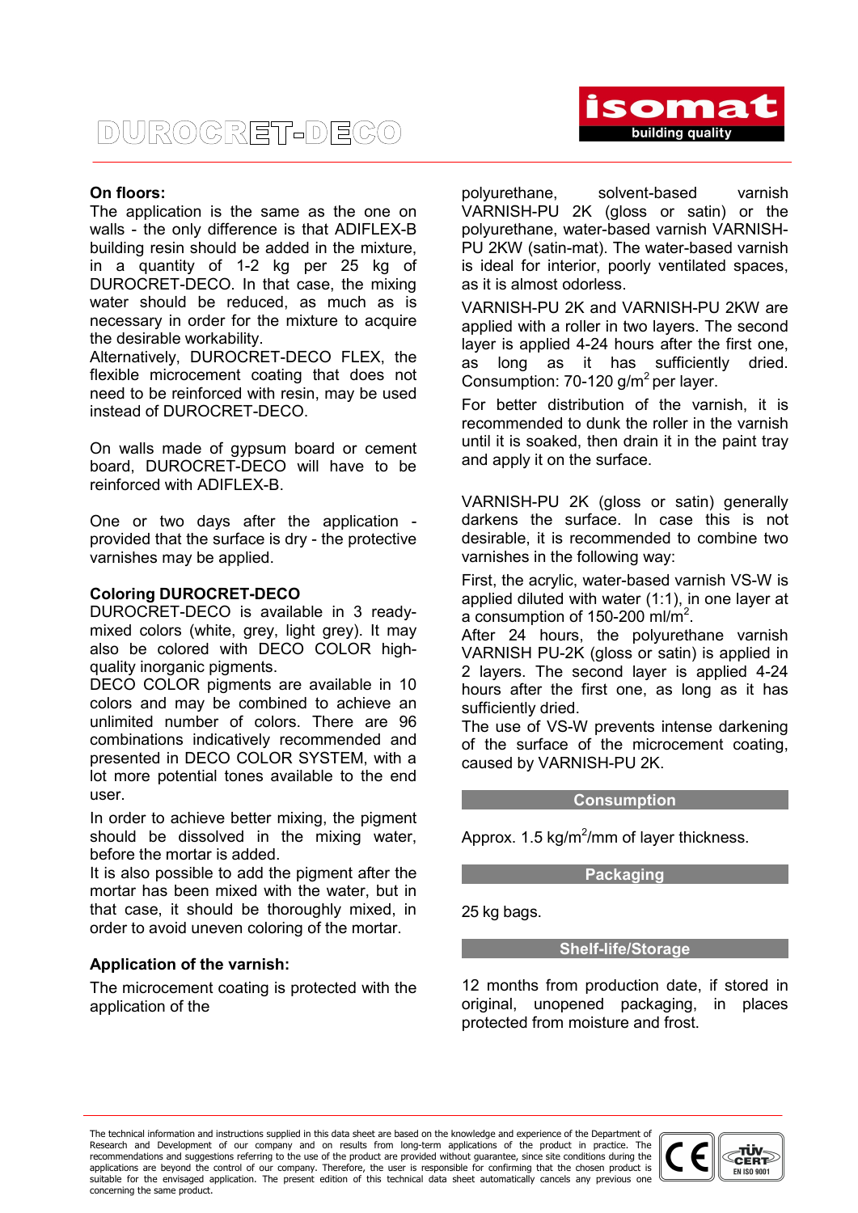**On floors:**

The application is the same as the one on walls - the only difference is that ADIFLEX-B building resin should be added in the mixture, in a quantity of 1-2 kg per 25 kg of DUROCRET-DECO. In that case, the mixing water should be reduced, as much as is necessary in order for the mixture to acquire the desirable workability.
Alternatively, DUROCRET-DECO FLEX, the flexible microcement coating that does not need to be reinforced with resin, may be used instead of DUROCRET-DECO.

On walls made of gypsum board or cement board, DUROCRET-DECO will have to be reinforced with ADIFLEX-B.

One or two days after the application - provided that the surface is dry - the protective varnishes may be applied.

**Coloring DUROCRET-DECO**

DUROCRET-DECO is available in 3 ready-mixed colors (white, grey, light grey). It may also be colored with DECO COLOR high-quality inorganic pigments.
DECO COLOR pigments are available in 10 colors and may be combined to achieve an unlimited number of colors. There are 96 combinations indicatively recommended and presented in DECO COLOR SYSTEM, with a lot more potential tones available to the end user.

In order to achieve better mixing, the pigment should be dissolved in the mixing water, before the mortar is added.
It is also possible to add the pigment after the mortar has been mixed with the water, but in that case, it should be thoroughly mixed, in order to avoid uneven coloring of the mortar.

**Application of the varnish:**

The microcement coating is protected with the application of the polyurethane, solvent-based varnish VARNISH-PU 2K (gloss or satin) or the polyurethane, water-based varnish VARNISH-PU 2KW (satin-mat). The water-based varnish is ideal for interior, poorly ventilated spaces, as it is almost odorless.

VARNISH-PU 2K and VARNISH-PU 2KW are applied with a roller in two layers. The second layer is applied 4-24 hours after the first one, as long as it has sufficiently dried. Consumption: 70-120 g/m$^2$ per layer.

For better distribution of the varnish, it is recommended to dunk the roller in the varnish until it is soaked, then drain it in the paint tray and apply it on the surface.

VARNISH-PU 2K (gloss or satin) generally darkens the surface. In case this is not desirable, it is recommended to combine two varnishes in the following way:

First, the acrylic, water-based varnish VS-W is applied diluted with water (1:1), in one layer at a consumption of 150-200 ml/m$^2$.
After 24 hours, the polyurethane varnish VARNISH PU-2K (gloss or satin) is applied in 2 layers. The second layer is applied 4-24 hours after the first one, as long as it has sufficiently dried.
The use of VS-W prevents intense darkening of the surface of the microcement coating, caused by VARNISH-PU 2K.

## Consumption

Approx. 1.5 kg/m$^2$/mm of layer thickness.

## Packaging

25 kg bags.

## Shelf-life/Storage

12 months from production date, if stored in original, unopened packaging, in places protected from moisture and frost.

The technical information and instructions supplied in this data sheet are based on the knowledge and experience of the Department of Research and Development of our company and on results from long-term applications of the product in practice. The recommendations and suggestions referring to the use of the product are provided without guarantee, since site conditions during the applications are beyond the control of our company. Therefore, the user is responsible for confirming that the chosen product is suitable for the envisaged application. The present edition of this technical data sheet automatically cancels any previous one concerning the same product.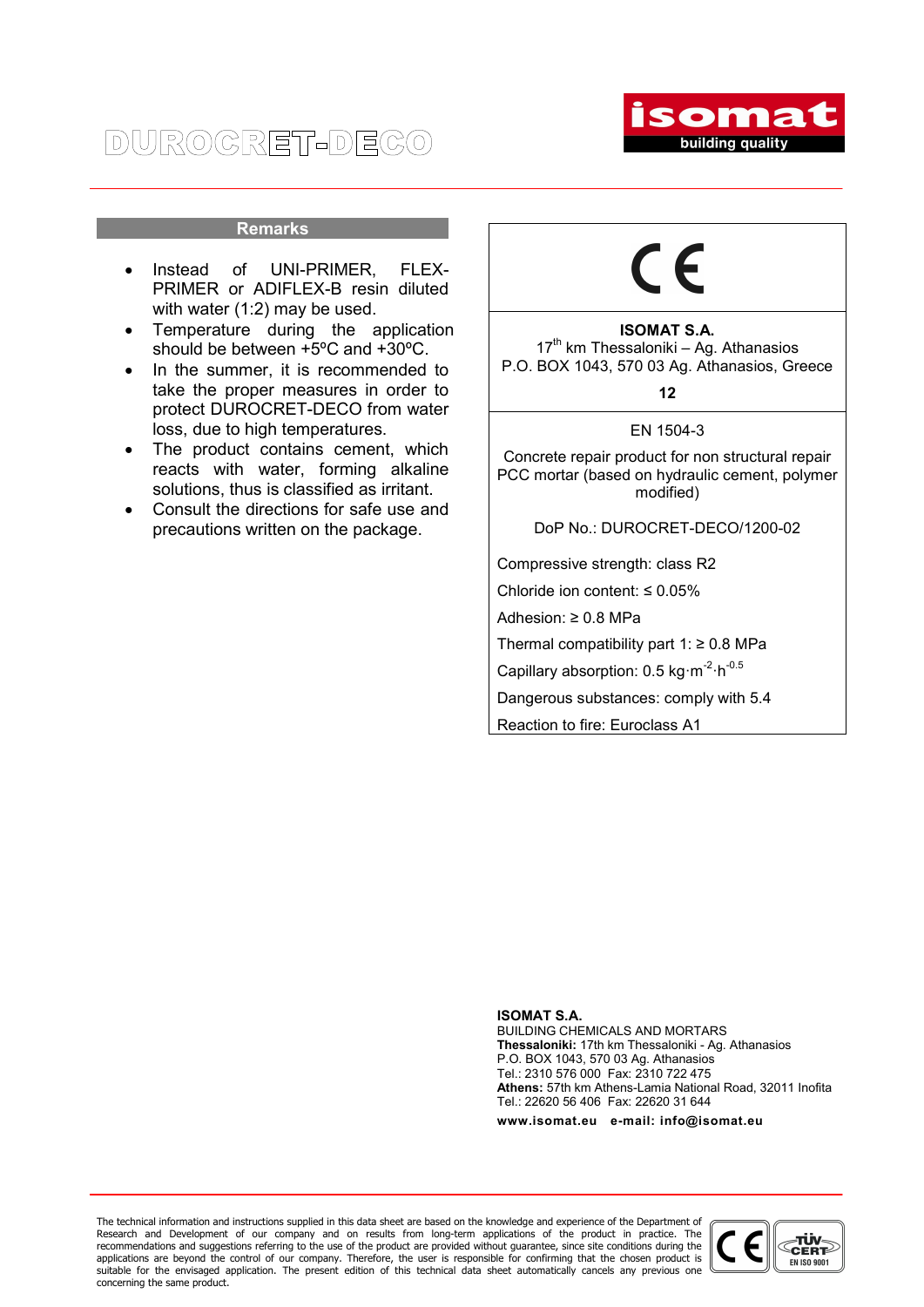## Remarks

- Instead of UNI-PRIMER, FLEX-PRIMER or ADIFLEX-B resin diluted with water (1:2) may be used.
- Temperature during the application should be between +5ºC and +30ºC.
- In the summer, it is recommended to take the proper measures in order to protect DUROCRET-DECO from water loss, due to high temperatures.
- The product contains cement, which reacts with water, forming alkaline solutions, thus is classified as irritant.
- Consult the directions for safe use and precautions written on the package.

CE

**ISOMAT S.A.**
17th km Thessaloniki – Ag. Athanasios
P.O. BOX 1043, 570 03 Ag. Athanasios, Greece

**12**

EN 1504-3

Concrete repair product for non structural repair PCC mortar (based on hydraulic cement, polymer modified)

DoP No.: DUROCRET-DECO/1200-02

Compressive strength: class R2

Chloride ion content: ≤ 0.05%

Adhesion: ≥ 0.8 MPa

Thermal compatibility part 1: ≥ 0.8 MPa

Capillary absorption: 0.5 $kg \cdot m^{-2} \cdot h^{-0.5}$

Dangerous substances: comply with 5.4

Reaction to fire: Euroclass A1

**ISOMAT S.A.**
BUILDING CHEMICALS AND MORTARS
**Thessaloniki:** 17th km Thessaloniki - Ag. Athanasios
P.O. BOX 1043, 570 03 Ag. Athanasios
Tel.: 2310 576 000 Fax: 2310 722 475
**Athens:** 57th km Athens-Lamia National Road, 32011 Inofita
Tel.: 22620 56 406 Fax: 22620 31 644
**www.isomat.eu e-mail: info@isomat.eu**

The technical information and instructions supplied in this data sheet are based on the knowledge and experience of the Department of Research and Development of our company and on results from long-term applications of the product in practice. The recommendations and suggestions referring to the use of the product are provided without guarantee, since site conditions during the applications are beyond the control of our company. Therefore, the user is responsible for confirming that the chosen product is suitable for the envisaged application. The present edition of this technical data sheet automatically cancels any previous one concerning the same product.